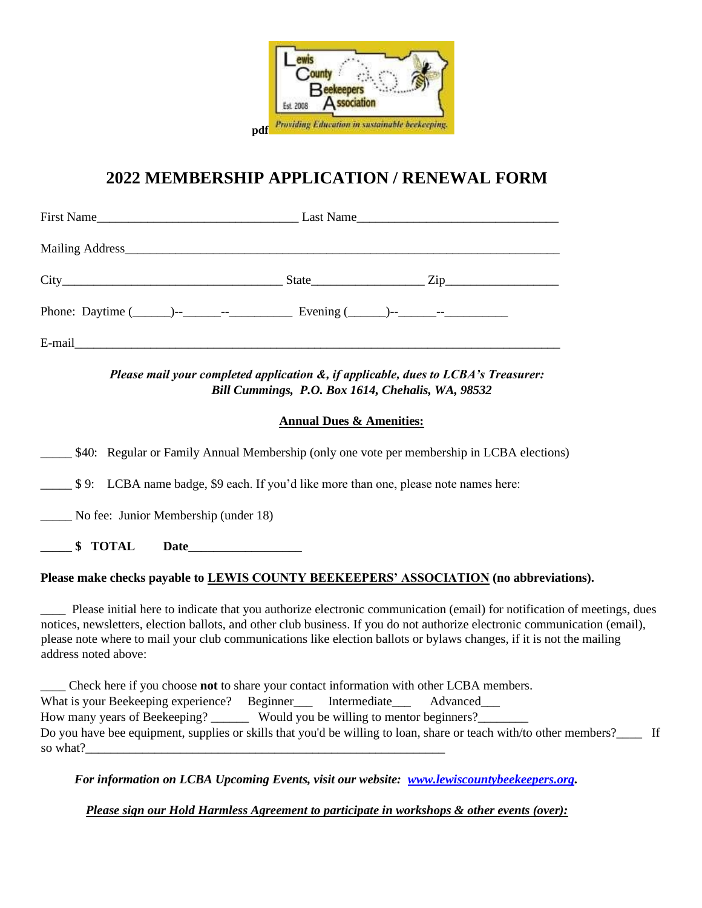pdf

# 2022 MEMBERSHIP APPLICATION / RENEWAL FORM

First Name_______________________________ Last Name_______________________________

Mailing Address___________________________________________________________________

City__________________________________ State_________________ Zip_________________

Phone: Daytime (______)--______--__________ Evening (______)--______--__________

E-mail_____________________________________________________________________________

***Please mail your completed application &, if applicable, dues to LCBA's Treasurer:***
***Bill Cummings, P.O. Box 1614, Chehalis, WA, 98532***

**Annual Dues & Amenities:**

_____ $40: Regular or Family Annual Membership (only one vote per membership in LCBA elections)

_____ $ 9: LCBA name badge, $9 each. If you'd like more than one, please note names here:

_____ No fee: Junior Membership (under 18)

**_____ $ TOTAL Date__________________**

**Please make checks payable to LEWIS COUNTY BEEKEEPERS' ASSOCIATION (no abbreviations).**

____ Please initial here to indicate that you authorize electronic communication (email) for notification of meetings, dues notices, newsletters, election ballots, and other club business. If you do not authorize electronic communication (email), please note where to mail your club communications like election ballots or bylaws changes, if it is not the mailing address noted above:

____ Check here if you choose **not** to share your contact information with other LCBA members.
What is your Beekeeping experience? Beginner___ Intermediate___ Advanced___
How many years of Beekeeping? ______ Would you be willing to mentor beginners?________
Do you have bee equipment, supplies or skills that you'd be willing to loan, share or teach with/to other members?____ If so what?___________________________________________________________

***For information on LCBA Upcoming Events, visit our website: www.lewiscountybeekeepers.org.***

***Please sign our Hold Harmless Agreement to participate in workshops & other events (over):***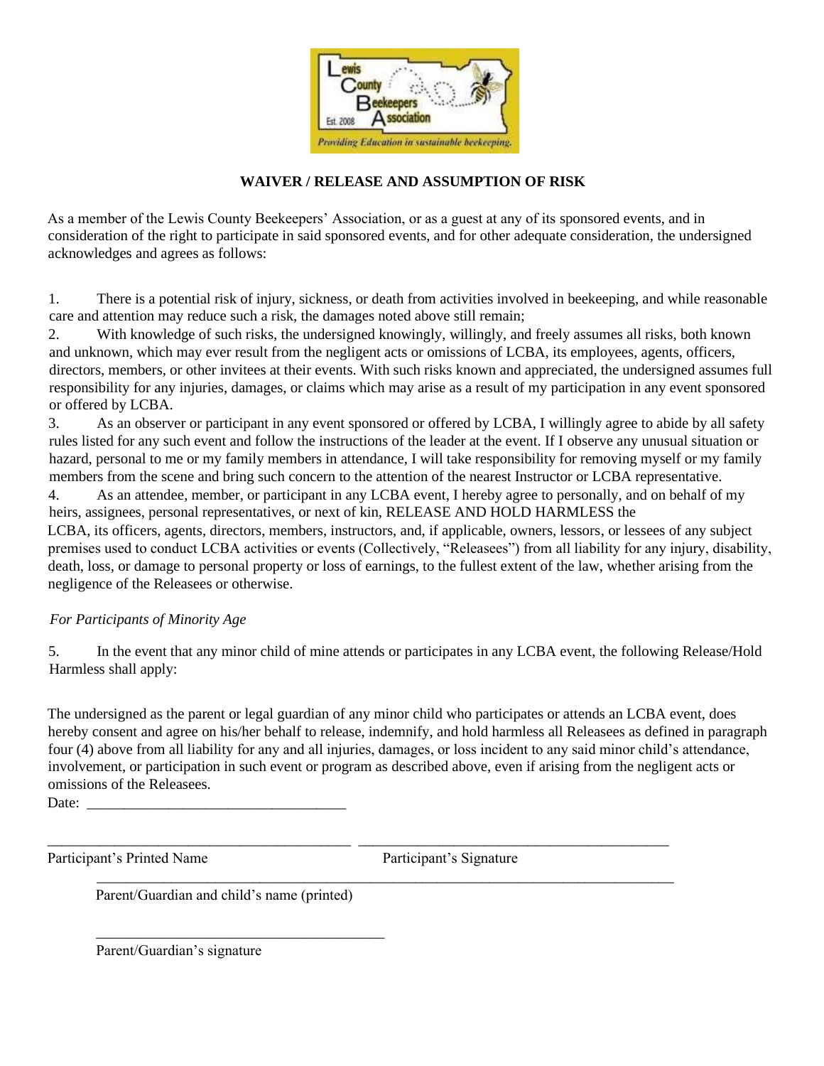## WAIVER / RELEASE AND ASSUMPTION OF RISK

As a member of the Lewis County Beekeepers' Association, or as a guest at any of its sponsored events, and in consideration of the right to participate in said sponsored events, and for other adequate consideration, the undersigned acknowledges and agrees as follows:

1. There is a potential risk of injury, sickness, or death from activities involved in beekeeping, and while reasonable care and attention may reduce such a risk, the damages noted above still remain;
2. With knowledge of such risks, the undersigned knowingly, willingly, and freely assumes all risks, both known and unknown, which may ever result from the negligent acts or omissions of LCBA, its employees, agents, officers, directors, members, or other invitees at their events. With such risks known and appreciated, the undersigned assumes full responsibility for any injuries, damages, or claims which may arise as a result of my participation in any event sponsored or offered by LCBA.
3. As an observer or participant in any event sponsored or offered by LCBA, I willingly agree to abide by all safety rules listed for any such event and follow the instructions of the leader at the event. If I observe any unusual situation or hazard, personal to me or my family members in attendance, I will take responsibility for removing myself or my family members from the scene and bring such concern to the attention of the nearest Instructor or LCBA representative.
4. As an attendee, member, or participant in any LCBA event, I hereby agree to personally, and on behalf of my heirs, assignees, personal representatives, or next of kin, RELEASE AND HOLD HARMLESS the LCBA, its officers, agents, directors, members, instructors, and, if applicable, owners, lessors, or lessees of any subject premises used to conduct LCBA activities or events (Collectively, "Releasees") from all liability for any injury, disability, death, loss, or damage to personal property or loss of earnings, to the fullest extent of the law, whether arising from the negligence of the Releasees or otherwise.

*For Participants of Minority Age*

5. In the event that any minor child of mine attends or participates in any LCBA event, the following Release/Hold Harmless shall apply:

The undersigned as the parent or legal guardian of any minor child who participates or attends an LCBA event, does hereby consent and agree on his/her behalf to release, indemnify, and hold harmless all Releasees as defined in paragraph four (4) above from all liability for any and all injuries, damages, or loss incident to any said minor child's attendance, involvement, or participation in such event or program as described above, even if arising from the negligent acts or omissions of the Releasees.

Date: ___________________________________

_________________________________________ _________________________________________

Participant's Printed Name                                   Participant's Signature

_______________________________________________________________________________

Parent/Guardian and child's name (printed)

_______________________________________

Parent/Guardian's signature